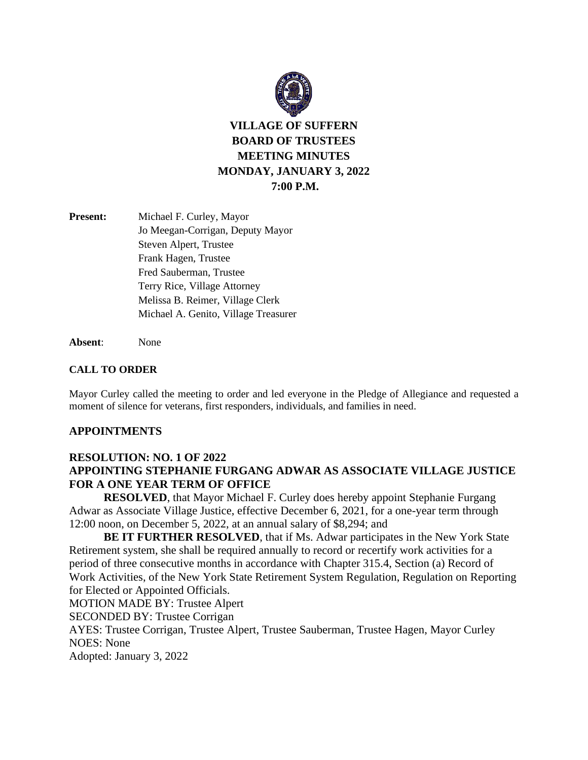# VILLAGE OF SUFFERN
# BOARD OF TRUSTEES
# MEETING MINUTES
# MONDAY, JANUARY 3, 2022
# 7:00 P.M.

**Present:** Michael F. Curley, Mayor
Jo Meegan-Corrigan, Deputy Mayor
Steven Alpert, Trustee
Frank Hagen, Trustee
Fred Sauberman, Trustee
Terry Rice, Village Attorney
Melissa B. Reimer, Village Clerk
Michael A. Genito, Village Treasurer

**Absent**: None

## CALL TO ORDER

Mayor Curley called the meeting to order and led everyone in the Pledge of Allegiance and requested a moment of silence for veterans, first responders, individuals, and families in need.

## APPOINTMENTS

### RESOLUTION: NO. 1 OF 2022
### APPOINTING STEPHANIE FURGANG ADWAR AS ASSOCIATE VILLAGE JUSTICE FOR A ONE YEAR TERM OF OFFICE

**RESOLVED**, that Mayor Michael F. Curley does hereby appoint Stephanie Furgang Adwar as Associate Village Justice, effective December 6, 2021, for a one-year term through 12:00 noon, on December 5, 2022, at an annual salary of $8,294; and

**BE IT FURTHER RESOLVED**, that if Ms. Adwar participates in the New York State Retirement system, she shall be required annually to record or recertify work activities for a period of three consecutive months in accordance with Chapter 315.4, Section (a) Record of Work Activities, of the New York State Retirement System Regulation, Regulation on Reporting for Elected or Appointed Officials.

MOTION MADE BY: Trustee Alpert
SECONDED BY: Trustee Corrigan
AYES: Trustee Corrigan, Trustee Alpert, Trustee Sauberman, Trustee Hagen, Mayor Curley
NOES: None
Adopted: January 3, 2022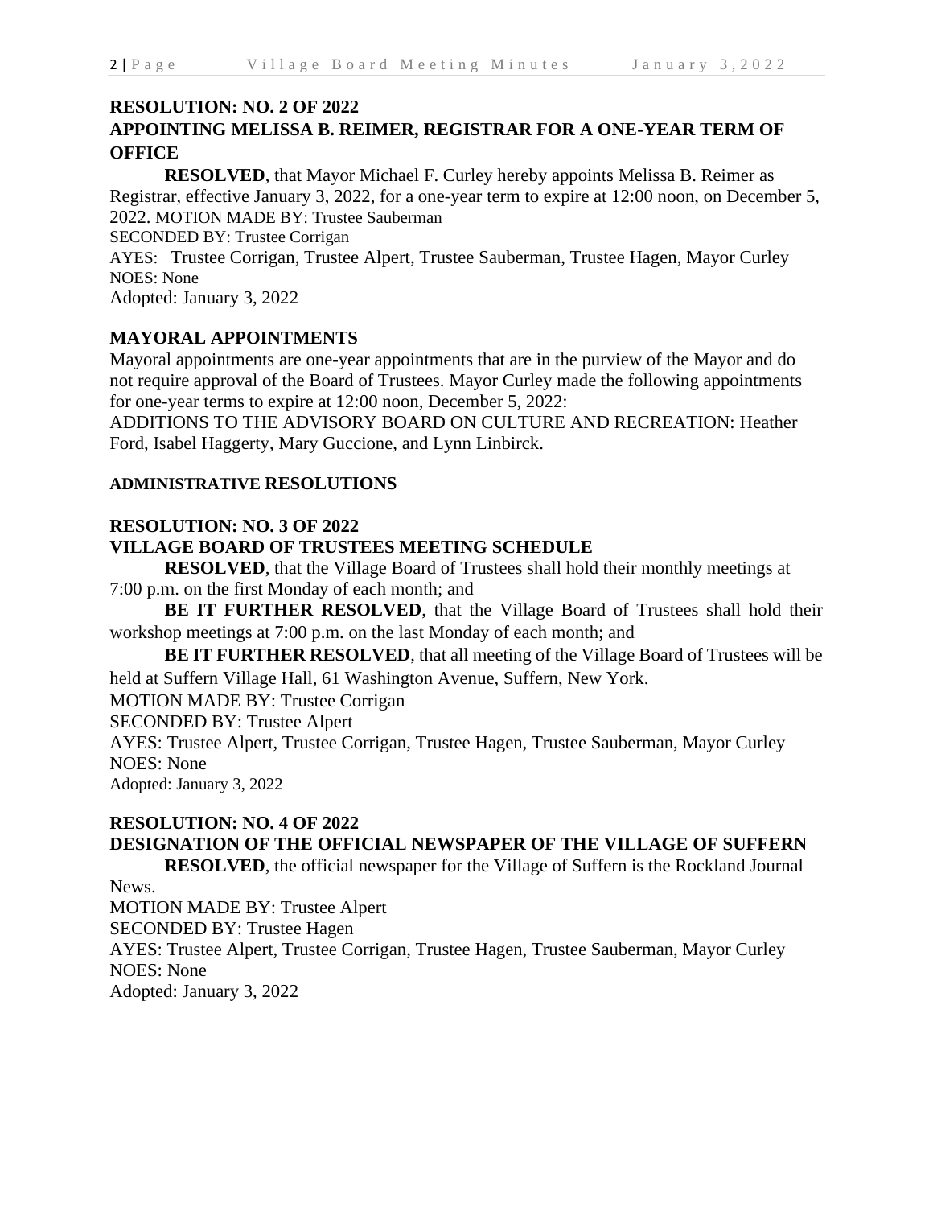**RESOLUTION: NO. 2 OF 2022**
**APPOINTING MELISSA B. REIMER, REGISTRAR FOR A ONE-YEAR TERM OF OFFICE**

**RESOLVED**, that Mayor Michael F. Curley hereby appoints Melissa B. Reimer as Registrar, effective January 3, 2022, for a one-year term to expire at 12:00 noon, on December 5, 2022. MOTION MADE BY: Trustee Sauberman
SECONDED BY: Trustee Corrigan
AYES: Trustee Corrigan, Trustee Alpert, Trustee Sauberman, Trustee Hagen, Mayor Curley
NOES: None
Adopted: January 3, 2022

**MAYORAL APPOINTMENTS**

Mayoral appointments are one-year appointments that are in the purview of the Mayor and do not require approval of the Board of Trustees. Mayor Curley made the following appointments for one-year terms to expire at 12:00 noon, December 5, 2022:
ADDITIONS TO THE ADVISORY BOARD ON CULTURE AND RECREATION: Heather Ford, Isabel Haggerty, Mary Guccione, and Lynn Linbirck.

**ADMINISTRATIVE RESOLUTIONS**

**RESOLUTION: NO. 3 OF 2022**
**VILLAGE BOARD OF TRUSTEES MEETING SCHEDULE**

**RESOLVED**, that the Village Board of Trustees shall hold their monthly meetings at 7:00 p.m. on the first Monday of each month; and

**BE IT FURTHER RESOLVED**, that the Village Board of Trustees shall hold their workshop meetings at 7:00 p.m. on the last Monday of each month; and

**BE IT FURTHER RESOLVED**, that all meeting of the Village Board of Trustees will be held at Suffern Village Hall, 61 Washington Avenue, Suffern, New York.

MOTION MADE BY: Trustee Corrigan
SECONDED BY: Trustee Alpert
AYES: Trustee Alpert, Trustee Corrigan, Trustee Hagen, Trustee Sauberman, Mayor Curley
NOES: None
Adopted: January 3, 2022

**RESOLUTION: NO. 4 OF 2022**
**DESIGNATION OF THE OFFICIAL NEWSPAPER OF THE VILLAGE OF SUFFERN**

**RESOLVED**, the official newspaper for the Village of Suffern is the Rockland Journal News.

MOTION MADE BY: Trustee Alpert
SECONDED BY: Trustee Hagen
AYES: Trustee Alpert, Trustee Corrigan, Trustee Hagen, Trustee Sauberman, Mayor Curley
NOES: None
Adopted: January 3, 2022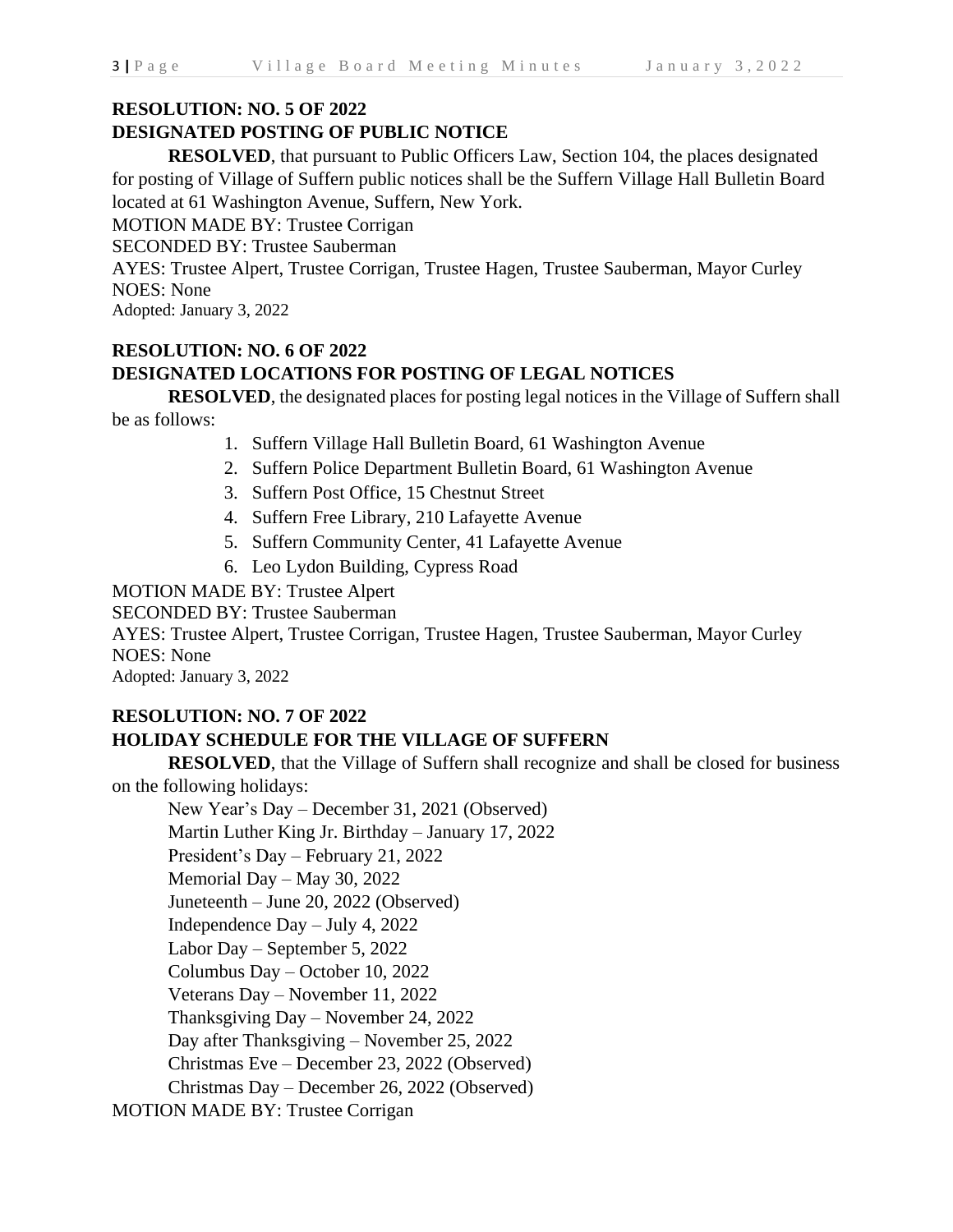**RESOLUTION: NO. 5 OF 2022**
**DESIGNATED POSTING OF PUBLIC NOTICE**

**RESOLVED**, that pursuant to Public Officers Law, Section 104, the places designated for posting of Village of Suffern public notices shall be the Suffern Village Hall Bulletin Board located at 61 Washington Avenue, Suffern, New York.

MOTION MADE BY: Trustee Corrigan
SECONDED BY: Trustee Sauberman
AYES: Trustee Alpert, Trustee Corrigan, Trustee Hagen, Trustee Sauberman, Mayor Curley
NOES: None
Adopted: January 3, 2022

**RESOLUTION: NO. 6 OF 2022**
**DESIGNATED LOCATIONS FOR POSTING OF LEGAL NOTICES**

**RESOLVED**, the designated places for posting legal notices in the Village of Suffern shall be as follows:

1. Suffern Village Hall Bulletin Board, 61 Washington Avenue
2. Suffern Police Department Bulletin Board, 61 Washington Avenue
3. Suffern Post Office, 15 Chestnut Street
4. Suffern Free Library, 210 Lafayette Avenue
5. Suffern Community Center, 41 Lafayette Avenue
6. Leo Lydon Building, Cypress Road

MOTION MADE BY: Trustee Alpert
SECONDED BY: Trustee Sauberman
AYES: Trustee Alpert, Trustee Corrigan, Trustee Hagen, Trustee Sauberman, Mayor Curley
NOES: None
Adopted: January 3, 2022

**RESOLUTION: NO. 7 OF 2022**
**HOLIDAY SCHEDULE FOR THE VILLAGE OF SUFFERN**

**RESOLVED**, that the Village of Suffern shall recognize and shall be closed for business on the following holidays:

New Year's Day – December 31, 2021 (Observed)
Martin Luther King Jr. Birthday – January 17, 2022
President's Day – February 21, 2022
Memorial Day – May 30, 2022
Juneteenth – June 20, 2022 (Observed)
Independence Day – July 4, 2022
Labor Day – September 5, 2022
Columbus Day – October 10, 2022
Veterans Day – November 11, 2022
Thanksgiving Day – November 24, 2022
Day after Thanksgiving – November 25, 2022
Christmas Eve – December 23, 2022 (Observed)
Christmas Day – December 26, 2022 (Observed)

MOTION MADE BY: Trustee Corrigan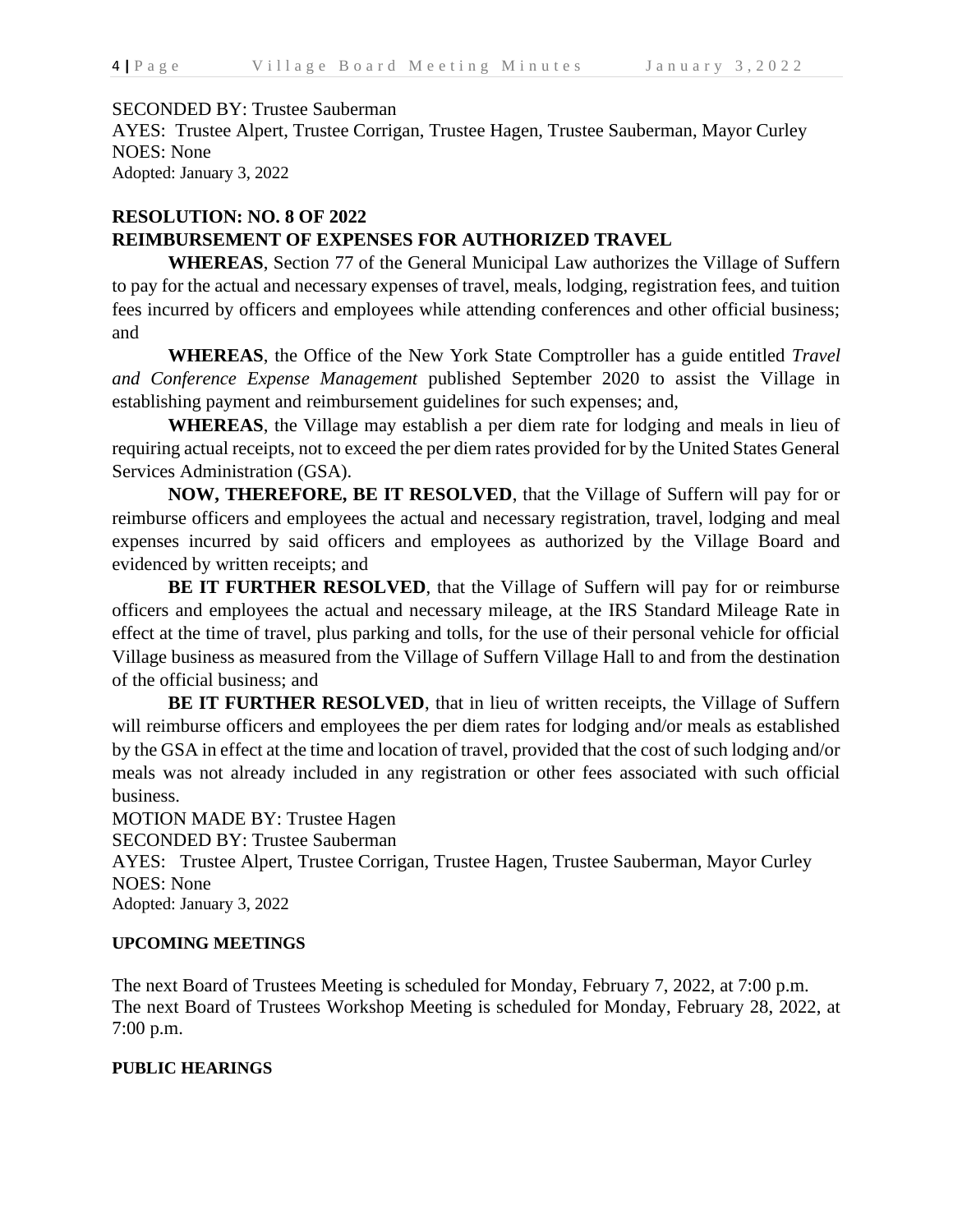SECONDED BY: Trustee Sauberman
AYES: Trustee Alpert, Trustee Corrigan, Trustee Hagen, Trustee Sauberman, Mayor Curley
NOES: None
Adopted: January 3, 2022

**RESOLUTION: NO. 8 OF 2022**
**REIMBURSEMENT OF EXPENSES FOR AUTHORIZED TRAVEL**

**WHEREAS**, Section 77 of the General Municipal Law authorizes the Village of Suffern to pay for the actual and necessary expenses of travel, meals, lodging, registration fees, and tuition fees incurred by officers and employees while attending conferences and other official business; and

**WHEREAS**, the Office of the New York State Comptroller has a guide entitled *Travel and Conference Expense Management* published September 2020 to assist the Village in establishing payment and reimbursement guidelines for such expenses; and,

**WHEREAS**, the Village may establish a per diem rate for lodging and meals in lieu of requiring actual receipts, not to exceed the per diem rates provided for by the United States General Services Administration (GSA).

**NOW, THEREFORE, BE IT RESOLVED**, that the Village of Suffern will pay for or reimburse officers and employees the actual and necessary registration, travel, lodging and meal expenses incurred by said officers and employees as authorized by the Village Board and evidenced by written receipts; and

**BE IT FURTHER RESOLVED**, that the Village of Suffern will pay for or reimburse officers and employees the actual and necessary mileage, at the IRS Standard Mileage Rate in effect at the time of travel, plus parking and tolls, for the use of their personal vehicle for official Village business as measured from the Village of Suffern Village Hall to and from the destination of the official business; and

**BE IT FURTHER RESOLVED**, that in lieu of written receipts, the Village of Suffern will reimburse officers and employees the per diem rates for lodging and/or meals as established by the GSA in effect at the time and location of travel, provided that the cost of such lodging and/or meals was not already included in any registration or other fees associated with such official business.

MOTION MADE BY: Trustee Hagen
SECONDED BY: Trustee Sauberman
AYES: Trustee Alpert, Trustee Corrigan, Trustee Hagen, Trustee Sauberman, Mayor Curley
NOES: None
Adopted: January 3, 2022

**UPCOMING MEETINGS**

The next Board of Trustees Meeting is scheduled for Monday, February 7, 2022, at 7:00 p.m.
The next Board of Trustees Workshop Meeting is scheduled for Monday, February 28, 2022, at 7:00 p.m.

**PUBLIC HEARINGS**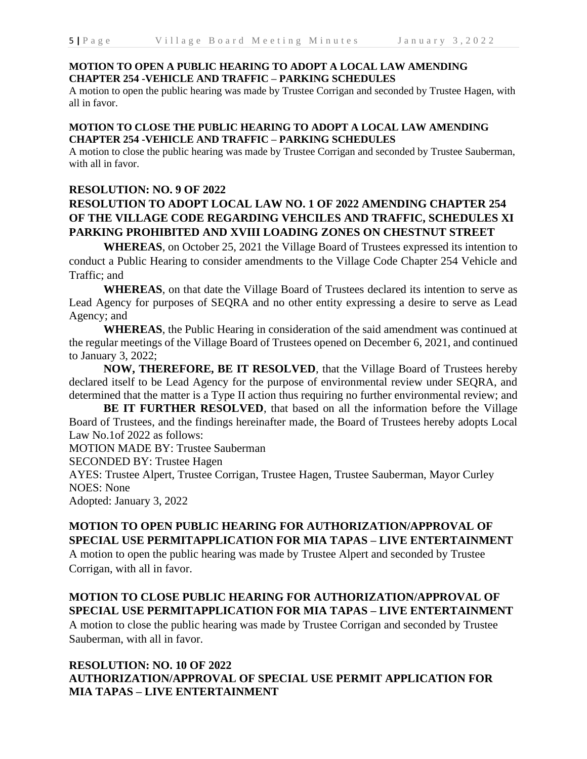**MOTION TO OPEN A PUBLIC HEARING TO ADOPT A LOCAL LAW AMENDING CHAPTER 254 -VEHICLE AND TRAFFIC – PARKING SCHEDULES**

A motion to open the public hearing was made by Trustee Corrigan and seconded by Trustee Hagen, with all in favor.

**MOTION TO CLOSE THE PUBLIC HEARING TO ADOPT A LOCAL LAW AMENDING CHAPTER 254 -VEHICLE AND TRAFFIC – PARKING SCHEDULES**

A motion to close the public hearing was made by Trustee Corrigan and seconded by Trustee Sauberman, with all in favor.

**RESOLUTION: NO. 9 OF 2022**

**RESOLUTION TO ADOPT LOCAL LAW NO. 1 OF 2022 AMENDING CHAPTER 254 OF THE VILLAGE CODE REGARDING VEHCILES AND TRAFFIC, SCHEDULES XI PARKING PROHIBITED AND XVIII LOADING ZONES ON CHESTNUT STREET**

**WHEREAS**, on October 25, 2021 the Village Board of Trustees expressed its intention to conduct a Public Hearing to consider amendments to the Village Code Chapter 254 Vehicle and Traffic; and

**WHEREAS**, on that date the Village Board of Trustees declared its intention to serve as Lead Agency for purposes of SEQRA and no other entity expressing a desire to serve as Lead Agency; and

**WHEREAS**, the Public Hearing in consideration of the said amendment was continued at the regular meetings of the Village Board of Trustees opened on December 6, 2021, and continued to January 3, 2022;

**NOW, THEREFORE, BE IT RESOLVED**, that the Village Board of Trustees hereby declared itself to be Lead Agency for the purpose of environmental review under SEQRA, and determined that the matter is a Type II action thus requiring no further environmental review; and

**BE IT FURTHER RESOLVED**, that based on all the information before the Village Board of Trustees, and the findings hereinafter made, the Board of Trustees hereby adopts Local Law No.1of 2022 as follows:

MOTION MADE BY: Trustee Sauberman
SECONDED BY: Trustee Hagen
AYES: Trustee Alpert, Trustee Corrigan, Trustee Hagen, Trustee Sauberman, Mayor Curley
NOES: None
Adopted: January 3, 2022

**MOTION TO OPEN PUBLIC HEARING FOR AUTHORIZATION/APPROVAL OF SPECIAL USE PERMITAPPLICATION FOR MIA TAPAS – LIVE ENTERTAINMENT**

A motion to open the public hearing was made by Trustee Alpert and seconded by Trustee Corrigan, with all in favor.

**MOTION TO CLOSE PUBLIC HEARING FOR AUTHORIZATION/APPROVAL OF SPECIAL USE PERMITAPPLICATION FOR MIA TAPAS – LIVE ENTERTAINMENT**

A motion to close the public hearing was made by Trustee Corrigan and seconded by Trustee Sauberman, with all in favor.

**RESOLUTION: NO. 10 OF 2022**

**AUTHORIZATION/APPROVAL OF SPECIAL USE PERMIT APPLICATION FOR MIA TAPAS – LIVE ENTERTAINMENT**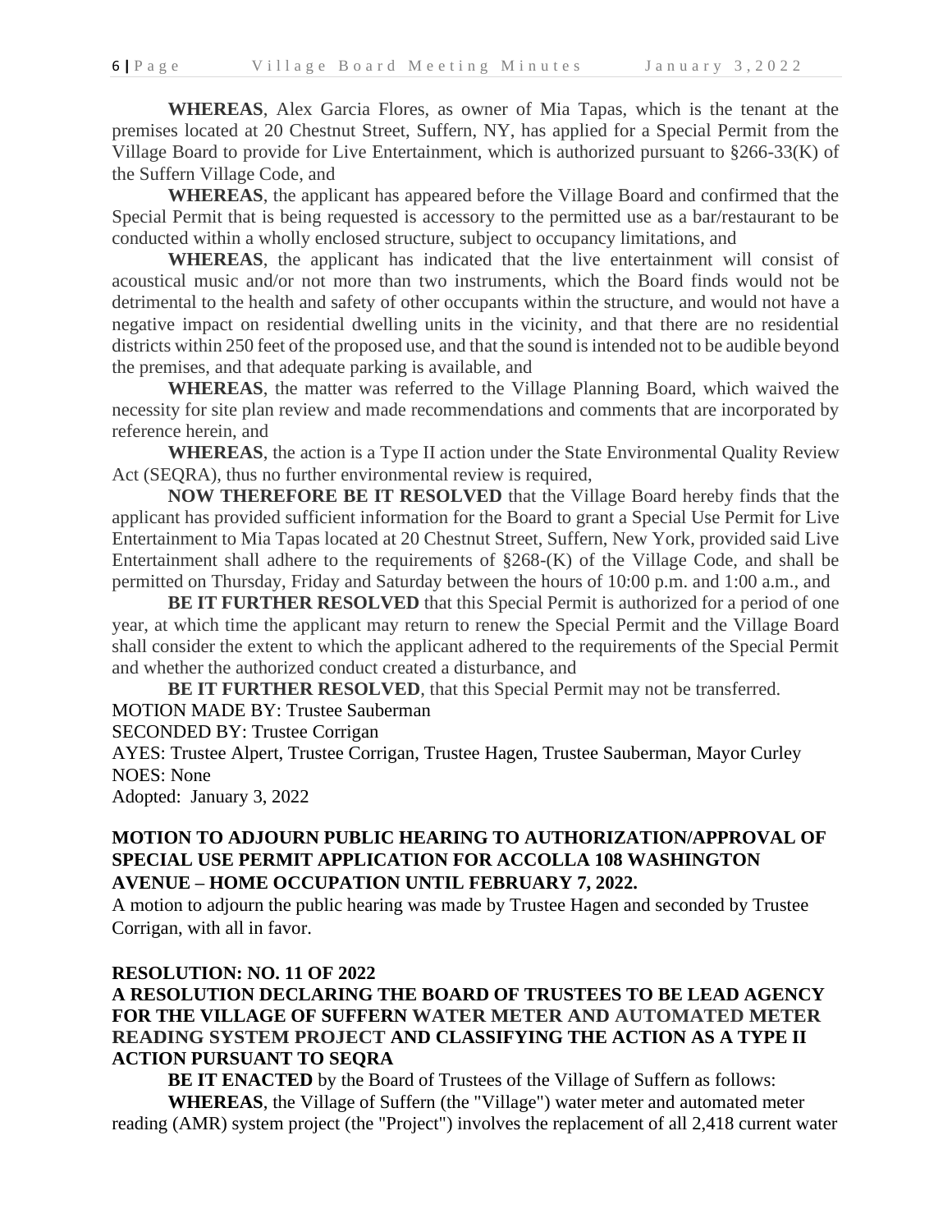**WHEREAS**, Alex Garcia Flores, as owner of Mia Tapas, which is the tenant at the premises located at 20 Chestnut Street, Suffern, NY, has applied for a Special Permit from the Village Board to provide for Live Entertainment, which is authorized pursuant to §266-33(K) of the Suffern Village Code, and

**WHEREAS**, the applicant has appeared before the Village Board and confirmed that the Special Permit that is being requested is accessory to the permitted use as a bar/restaurant to be conducted within a wholly enclosed structure, subject to occupancy limitations, and

**WHEREAS**, the applicant has indicated that the live entertainment will consist of acoustical music and/or not more than two instruments, which the Board finds would not be detrimental to the health and safety of other occupants within the structure, and would not have a negative impact on residential dwelling units in the vicinity, and that there are no residential districts within 250 feet of the proposed use, and that the sound is intended not to be audible beyond the premises, and that adequate parking is available, and

**WHEREAS**, the matter was referred to the Village Planning Board, which waived the necessity for site plan review and made recommendations and comments that are incorporated by reference herein, and

**WHEREAS**, the action is a Type II action under the State Environmental Quality Review Act (SEQRA), thus no further environmental review is required,

**NOW THEREFORE BE IT RESOLVED** that the Village Board hereby finds that the applicant has provided sufficient information for the Board to grant a Special Use Permit for Live Entertainment to Mia Tapas located at 20 Chestnut Street, Suffern, New York, provided said Live Entertainment shall adhere to the requirements of §268-(K) of the Village Code, and shall be permitted on Thursday, Friday and Saturday between the hours of 10:00 p.m. and 1:00 a.m., and

**BE IT FURTHER RESOLVED** that this Special Permit is authorized for a period of one year, at which time the applicant may return to renew the Special Permit and the Village Board shall consider the extent to which the applicant adhered to the requirements of the Special Permit and whether the authorized conduct created a disturbance, and

**BE IT FURTHER RESOLVED**, that this Special Permit may not be transferred.

MOTION MADE BY: Trustee Sauberman
SECONDED BY: Trustee Corrigan
AYES: Trustee Alpert, Trustee Corrigan, Trustee Hagen, Trustee Sauberman, Mayor Curley
NOES: None
Adopted: January 3, 2022

**MOTION TO ADJOURN PUBLIC HEARING TO AUTHORIZATION/APPROVAL OF SPECIAL USE PERMIT APPLICATION FOR ACCOLLA 108 WASHINGTON AVENUE – HOME OCCUPATION UNTIL FEBRUARY 7, 2022.**

A motion to adjourn the public hearing was made by Trustee Hagen and seconded by Trustee Corrigan, with all in favor.

**RESOLUTION: NO. 11 OF 2022**

**A RESOLUTION DECLARING THE BOARD OF TRUSTEES TO BE LEAD AGENCY FOR THE VILLAGE OF SUFFERN WATER METER AND AUTOMATED METER READING SYSTEM PROJECT AND CLASSIFYING THE ACTION AS A TYPE II ACTION PURSUANT TO SEQRA**

**BE IT ENACTED** by the Board of Trustees of the Village of Suffern as follows:

**WHEREAS**, the Village of Suffern (the "Village") water meter and automated meter reading (AMR) system project (the "Project") involves the replacement of all 2,418 current water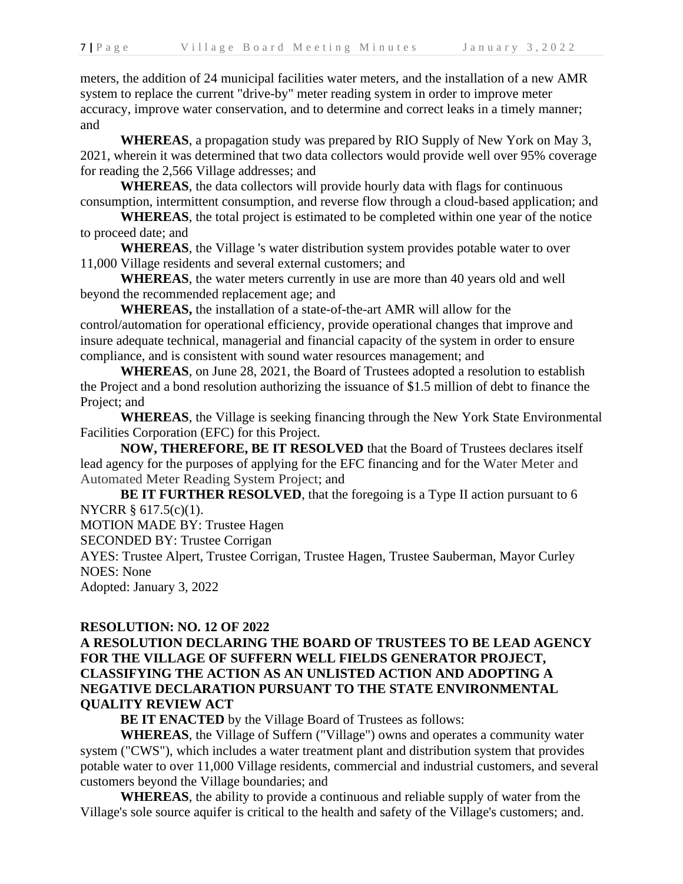meters, the addition of 24 municipal facilities water meters, and the installation of a new AMR system to replace the current "drive-by" meter reading system in order to improve meter accuracy, improve water conservation, and to determine and correct leaks in a timely manner; and

**WHEREAS**, a propagation study was prepared by RIO Supply of New York on May 3, 2021, wherein it was determined that two data collectors would provide well over 95% coverage for reading the 2,566 Village addresses; and

**WHEREAS**, the data collectors will provide hourly data with flags for continuous consumption, intermittent consumption, and reverse flow through a cloud-based application; and

**WHEREAS**, the total project is estimated to be completed within one year of the notice to proceed date; and

**WHEREAS**, the Village 's water distribution system provides potable water to over 11,000 Village residents and several external customers; and

**WHEREAS**, the water meters currently in use are more than 40 years old and well beyond the recommended replacement age; and

**WHEREAS,** the installation of a state-of-the-art AMR will allow for the control/automation for operational efficiency, provide operational changes that improve and insure adequate technical, managerial and financial capacity of the system in order to ensure compliance, and is consistent with sound water resources management; and

**WHEREAS**, on June 28, 2021, the Board of Trustees adopted a resolution to establish the Project and a bond resolution authorizing the issuance of $1.5 million of debt to finance the Project; and

**WHEREAS**, the Village is seeking financing through the New York State Environmental Facilities Corporation (EFC) for this Project.

**NOW, THEREFORE, BE IT RESOLVED** that the Board of Trustees declares itself lead agency for the purposes of applying for the EFC financing and for the Water Meter and Automated Meter Reading System Project; and

**BE IT FURTHER RESOLVED**, that the foregoing is a Type II action pursuant to 6 NYCRR § 617.5(c)(1).

MOTION MADE BY: Trustee Hagen
SECONDED BY: Trustee Corrigan
AYES: Trustee Alpert, Trustee Corrigan, Trustee Hagen, Trustee Sauberman, Mayor Curley
NOES: None
Adopted: January 3, 2022

**RESOLUTION: NO. 12 OF 2022**
**A RESOLUTION DECLARING THE BOARD OF TRUSTEES TO BE LEAD AGENCY FOR THE VILLAGE OF SUFFERN WELL FIELDS GENERATOR PROJECT, CLASSIFYING THE ACTION AS AN UNLISTED ACTION AND ADOPTING A NEGATIVE DECLARATION PURSUANT TO THE STATE ENVIRONMENTAL QUALITY REVIEW ACT**

**BE IT ENACTED** by the Village Board of Trustees as follows:

**WHEREAS**, the Village of Suffern ("Village") owns and operates a community water system ("CWS"), which includes a water treatment plant and distribution system that provides potable water to over 11,000 Village residents, commercial and industrial customers, and several customers beyond the Village boundaries; and

**WHEREAS**, the ability to provide a continuous and reliable supply of water from the Village's sole source aquifer is critical to the health and safety of the Village's customers; and.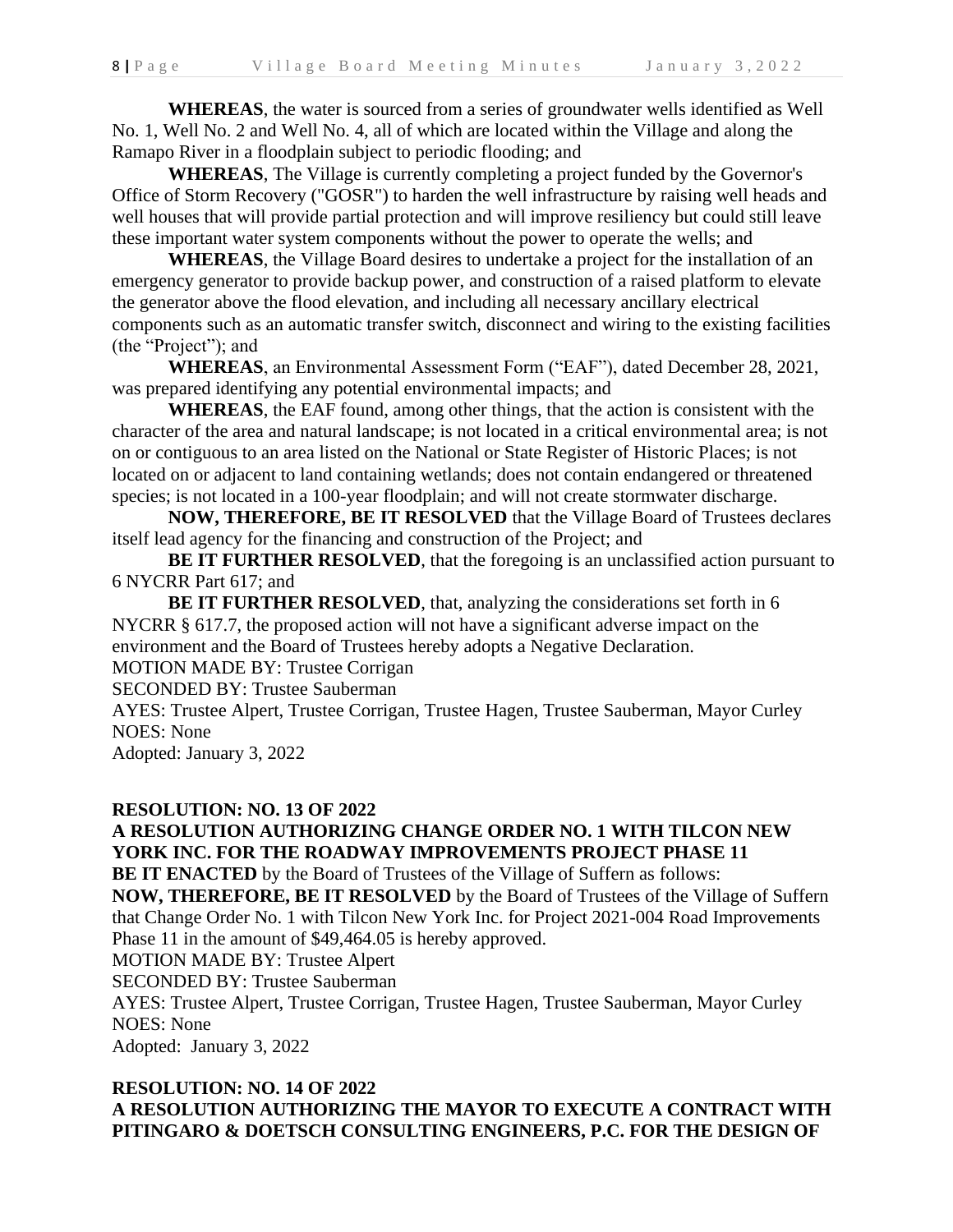**WHEREAS**, the water is sourced from a series of groundwater wells identified as Well No. 1, Well No. 2 and Well No. 4, all of which are located within the Village and along the Ramapo River in a floodplain subject to periodic flooding; and

**WHEREAS**, The Village is currently completing a project funded by the Governor's Office of Storm Recovery ("GOSR") to harden the well infrastructure by raising well heads and well houses that will provide partial protection and will improve resiliency but could still leave these important water system components without the power to operate the wells; and

**WHEREAS**, the Village Board desires to undertake a project for the installation of an emergency generator to provide backup power, and construction of a raised platform to elevate the generator above the flood elevation, and including all necessary ancillary electrical components such as an automatic transfer switch, disconnect and wiring to the existing facilities (the "Project"); and

**WHEREAS**, an Environmental Assessment Form ("EAF"), dated December 28, 2021, was prepared identifying any potential environmental impacts; and

**WHEREAS**, the EAF found, among other things, that the action is consistent with the character of the area and natural landscape; is not located in a critical environmental area; is not on or contiguous to an area listed on the National or State Register of Historic Places; is not located on or adjacent to land containing wetlands; does not contain endangered or threatened species; is not located in a 100-year floodplain; and will not create stormwater discharge.

**NOW, THEREFORE, BE IT RESOLVED** that the Village Board of Trustees declares itself lead agency for the financing and construction of the Project; and

**BE IT FURTHER RESOLVED**, that the foregoing is an unclassified action pursuant to 6 NYCRR Part 617; and

**BE IT FURTHER RESOLVED**, that, analyzing the considerations set forth in 6 NYCRR § 617.7, the proposed action will not have a significant adverse impact on the environment and the Board of Trustees hereby adopts a Negative Declaration.

MOTION MADE BY: Trustee Corrigan
SECONDED BY: Trustee Sauberman
AYES: Trustee Alpert, Trustee Corrigan, Trustee Hagen, Trustee Sauberman, Mayor Curley
NOES: None
Adopted: January 3, 2022

**RESOLUTION: NO. 13 OF 2022**
**A RESOLUTION AUTHORIZING CHANGE ORDER NO. 1 WITH TILCON NEW YORK INC. FOR THE ROADWAY IMPROVEMENTS PROJECT PHASE 11**

**BE IT ENACTED** by the Board of Trustees of the Village of Suffern as follows:

**NOW, THEREFORE, BE IT RESOLVED** by the Board of Trustees of the Village of Suffern that Change Order No. 1 with Tilcon New York Inc. for Project 2021-004 Road Improvements Phase 11 in the amount of $49,464.05 is hereby approved.

MOTION MADE BY: Trustee Alpert
SECONDED BY: Trustee Sauberman
AYES: Trustee Alpert, Trustee Corrigan, Trustee Hagen, Trustee Sauberman, Mayor Curley
NOES: None
Adopted: January 3, 2022

**RESOLUTION: NO. 14 OF 2022**
**A RESOLUTION AUTHORIZING THE MAYOR TO EXECUTE A CONTRACT WITH PITINGARO & DOETSCH CONSULTING ENGINEERS, P.C. FOR THE DESIGN OF**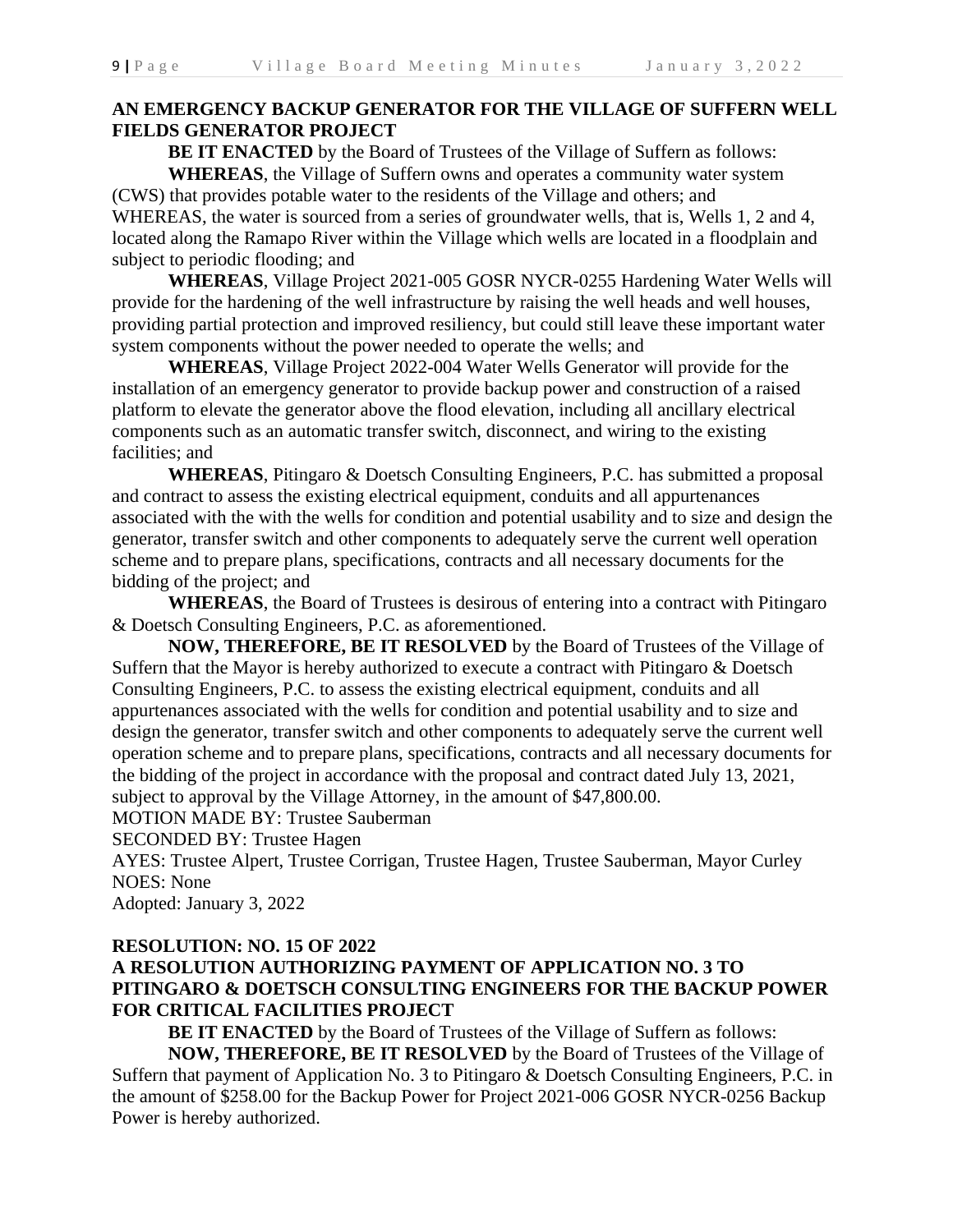**AN EMERGENCY BACKUP GENERATOR FOR THE VILLAGE OF SUFFERN WELL FIELDS GENERATOR PROJECT**

**BE IT ENACTED** by the Board of Trustees of the Village of Suffern as follows:

**WHEREAS**, the Village of Suffern owns and operates a community water system (CWS) that provides potable water to the residents of the Village and others; and WHEREAS, the water is sourced from a series of groundwater wells, that is, Wells 1, 2 and 4, located along the Ramapo River within the Village which wells are located in a floodplain and subject to periodic flooding; and

**WHEREAS**, Village Project 2021-005 GOSR NYCR-0255 Hardening Water Wells will provide for the hardening of the well infrastructure by raising the well heads and well houses, providing partial protection and improved resiliency, but could still leave these important water system components without the power needed to operate the wells; and

**WHEREAS**, Village Project 2022-004 Water Wells Generator will provide for the installation of an emergency generator to provide backup power and construction of a raised platform to elevate the generator above the flood elevation, including all ancillary electrical components such as an automatic transfer switch, disconnect, and wiring to the existing facilities; and

**WHEREAS**, Pitingaro & Doetsch Consulting Engineers, P.C. has submitted a proposal and contract to assess the existing electrical equipment, conduits and all appurtenances associated with the with the wells for condition and potential usability and to size and design the generator, transfer switch and other components to adequately serve the current well operation scheme and to prepare plans, specifications, contracts and all necessary documents for the bidding of the project; and

**WHEREAS**, the Board of Trustees is desirous of entering into a contract with Pitingaro & Doetsch Consulting Engineers, P.C. as aforementioned.

**NOW, THEREFORE, BE IT RESOLVED** by the Board of Trustees of the Village of Suffern that the Mayor is hereby authorized to execute a contract with Pitingaro & Doetsch Consulting Engineers, P.C. to assess the existing electrical equipment, conduits and all appurtenances associated with the wells for condition and potential usability and to size and design the generator, transfer switch and other components to adequately serve the current well operation scheme and to prepare plans, specifications, contracts and all necessary documents for the bidding of the project in accordance with the proposal and contract dated July 13, 2021, subject to approval by the Village Attorney, in the amount of $47,800.00.

MOTION MADE BY: Trustee Sauberman
SECONDED BY: Trustee Hagen
AYES: Trustee Alpert, Trustee Corrigan, Trustee Hagen, Trustee Sauberman, Mayor Curley
NOES: None
Adopted: January 3, 2022

**RESOLUTION: NO. 15 OF 2022**
**A RESOLUTION AUTHORIZING PAYMENT OF APPLICATION NO. 3 TO PITINGARO & DOETSCH CONSULTING ENGINEERS FOR THE BACKUP POWER FOR CRITICAL FACILITIES PROJECT**

**BE IT ENACTED** by the Board of Trustees of the Village of Suffern as follows:

**NOW, THEREFORE, BE IT RESOLVED** by the Board of Trustees of the Village of Suffern that payment of Application No. 3 to Pitingaro & Doetsch Consulting Engineers, P.C. in the amount of $258.00 for the Backup Power for Project 2021-006 GOSR NYCR-0256 Backup Power is hereby authorized.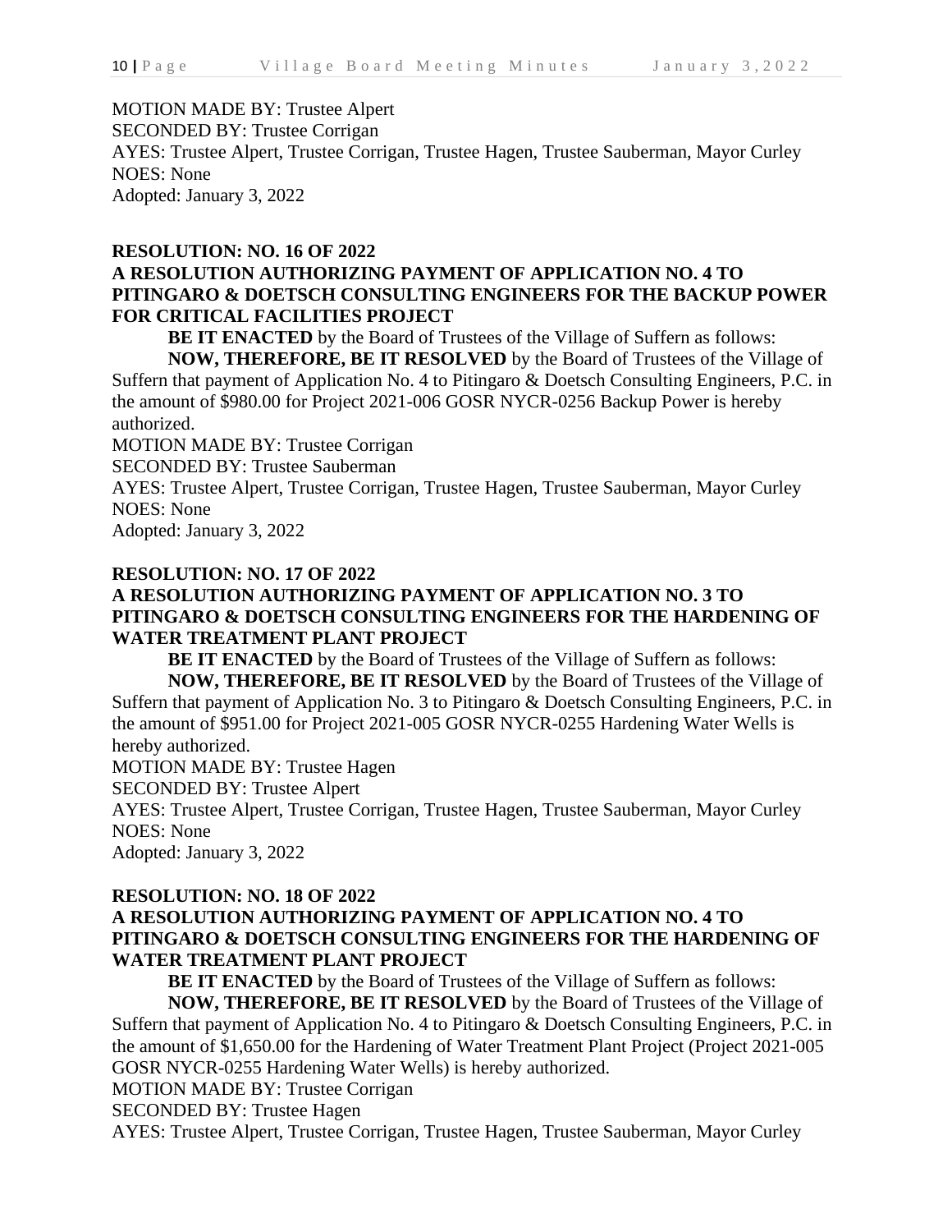MOTION MADE BY: Trustee Alpert
SECONDED BY: Trustee Corrigan
AYES: Trustee Alpert, Trustee Corrigan, Trustee Hagen, Trustee Sauberman, Mayor Curley
NOES: None
Adopted: January 3, 2022

**RESOLUTION: NO. 16 OF 2022**
**A RESOLUTION AUTHORIZING PAYMENT OF APPLICATION NO. 4 TO PITINGARO & DOETSCH CONSULTING ENGINEERS FOR THE BACKUP POWER FOR CRITICAL FACILITIES PROJECT**

**BE IT ENACTED** by the Board of Trustees of the Village of Suffern as follows:

**NOW, THEREFORE, BE IT RESOLVED** by the Board of Trustees of the Village of Suffern that payment of Application No. 4 to Pitingaro & Doetsch Consulting Engineers, P.C. in the amount of $980.00 for Project 2021-006 GOSR NYCR-0256 Backup Power is hereby authorized.

MOTION MADE BY: Trustee Corrigan
SECONDED BY: Trustee Sauberman
AYES: Trustee Alpert, Trustee Corrigan, Trustee Hagen, Trustee Sauberman, Mayor Curley
NOES: None
Adopted: January 3, 2022

**RESOLUTION: NO. 17 OF 2022**
**A RESOLUTION AUTHORIZING PAYMENT OF APPLICATION NO. 3 TO PITINGARO & DOETSCH CONSULTING ENGINEERS FOR THE HARDENING OF WATER TREATMENT PLANT PROJECT**

**BE IT ENACTED** by the Board of Trustees of the Village of Suffern as follows:

**NOW, THEREFORE, BE IT RESOLVED** by the Board of Trustees of the Village of Suffern that payment of Application No. 3 to Pitingaro & Doetsch Consulting Engineers, P.C. in the amount of $951.00 for Project 2021-005 GOSR NYCR-0255 Hardening Water Wells is hereby authorized.

MOTION MADE BY: Trustee Hagen
SECONDED BY: Trustee Alpert
AYES: Trustee Alpert, Trustee Corrigan, Trustee Hagen, Trustee Sauberman, Mayor Curley
NOES: None
Adopted: January 3, 2022

**RESOLUTION: NO. 18 OF 2022**
**A RESOLUTION AUTHORIZING PAYMENT OF APPLICATION NO. 4 TO PITINGARO & DOETSCH CONSULTING ENGINEERS FOR THE HARDENING OF WATER TREATMENT PLANT PROJECT**

**BE IT ENACTED** by the Board of Trustees of the Village of Suffern as follows:

**NOW, THEREFORE, BE IT RESOLVED** by the Board of Trustees of the Village of Suffern that payment of Application No. 4 to Pitingaro & Doetsch Consulting Engineers, P.C. in the amount of $1,650.00 for the Hardening of Water Treatment Plant Project (Project 2021-005 GOSR NYCR-0255 Hardening Water Wells) is hereby authorized.

MOTION MADE BY: Trustee Corrigan
SECONDED BY: Trustee Hagen
AYES: Trustee Alpert, Trustee Corrigan, Trustee Hagen, Trustee Sauberman, Mayor Curley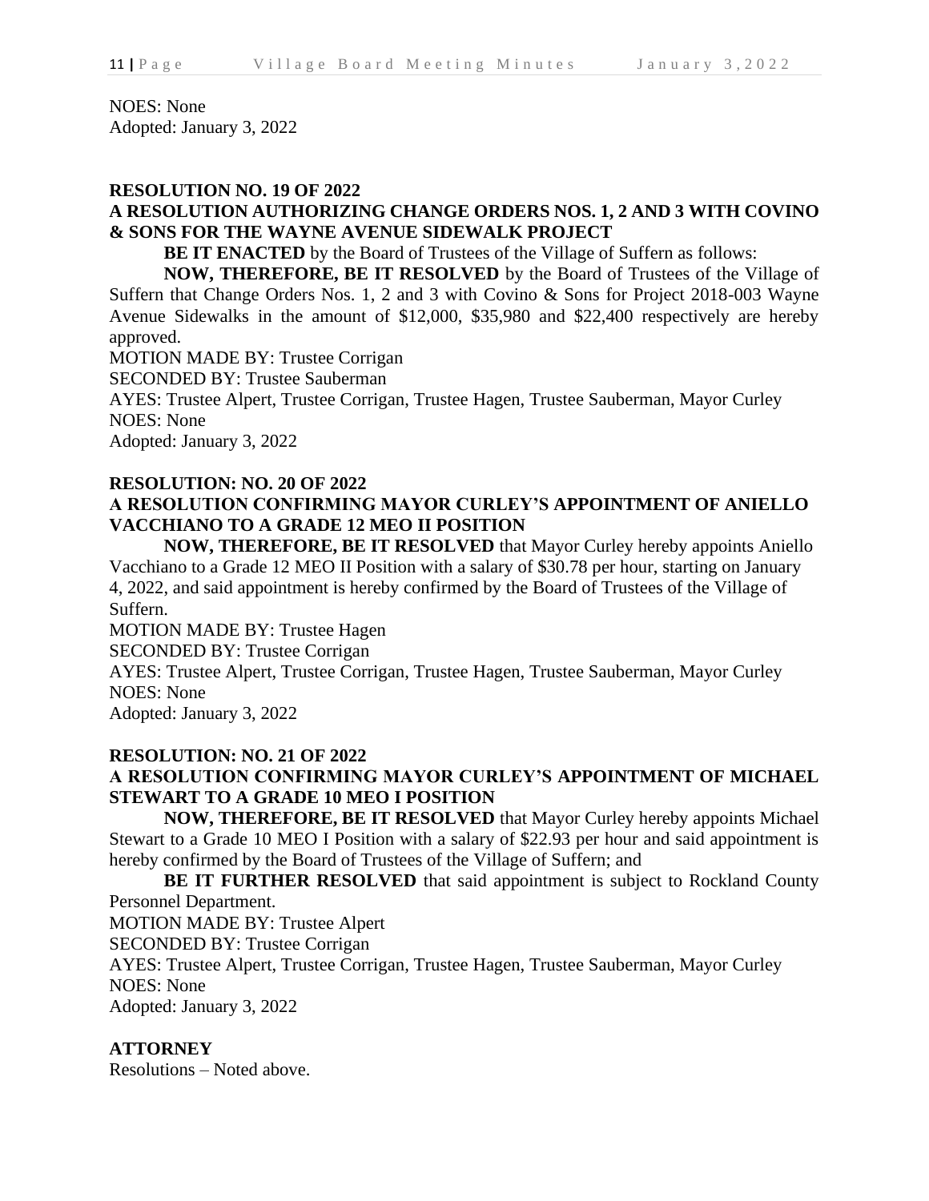NOES: None
Adopted: January 3, 2022

**RESOLUTION NO. 19 OF 2022**
**A RESOLUTION AUTHORIZING CHANGE ORDERS NOS. 1, 2 AND 3 WITH COVINO & SONS FOR THE WAYNE AVENUE SIDEWALK PROJECT**

**BE IT ENACTED** by the Board of Trustees of the Village of Suffern as follows:

**NOW, THEREFORE, BE IT RESOLVED** by the Board of Trustees of the Village of Suffern that Change Orders Nos. 1, 2 and 3 with Covino & Sons for Project 2018-003 Wayne Avenue Sidewalks in the amount of $12,000, $35,980 and $22,400 respectively are hereby approved.

MOTION MADE BY: Trustee Corrigan
SECONDED BY: Trustee Sauberman
AYES: Trustee Alpert, Trustee Corrigan, Trustee Hagen, Trustee Sauberman, Mayor Curley
NOES: None
Adopted: January 3, 2022

**RESOLUTION: NO. 20 OF 2022**
**A RESOLUTION CONFIRMING MAYOR CURLEY'S APPOINTMENT OF ANIELLO VACCHIANO TO A GRADE 12 MEO II POSITION**

**NOW, THEREFORE, BE IT RESOLVED** that Mayor Curley hereby appoints Aniello Vacchiano to a Grade 12 MEO II Position with a salary of $30.78 per hour, starting on January 4, 2022, and said appointment is hereby confirmed by the Board of Trustees of the Village of Suffern.

MOTION MADE BY: Trustee Hagen
SECONDED BY: Trustee Corrigan
AYES: Trustee Alpert, Trustee Corrigan, Trustee Hagen, Trustee Sauberman, Mayor Curley
NOES: None
Adopted: January 3, 2022

**RESOLUTION: NO. 21 OF 2022**
**A RESOLUTION CONFIRMING MAYOR CURLEY'S APPOINTMENT OF MICHAEL STEWART TO A GRADE 10 MEO I POSITION**

**NOW, THEREFORE, BE IT RESOLVED** that Mayor Curley hereby appoints Michael Stewart to a Grade 10 MEO I Position with a salary of $22.93 per hour and said appointment is hereby confirmed by the Board of Trustees of the Village of Suffern; and

**BE IT FURTHER RESOLVED** that said appointment is subject to Rockland County Personnel Department.

MOTION MADE BY: Trustee Alpert
SECONDED BY: Trustee Corrigan
AYES: Trustee Alpert, Trustee Corrigan, Trustee Hagen, Trustee Sauberman, Mayor Curley
NOES: None
Adopted: January 3, 2022

**ATTORNEY**
Resolutions – Noted above.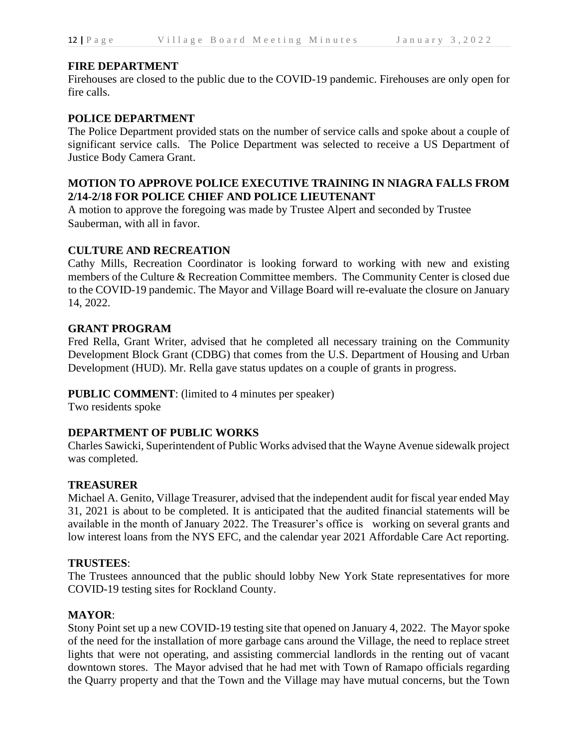**FIRE DEPARTMENT**
Firehouses are closed to the public due to the COVID-19 pandemic. Firehouses are only open for fire calls.

**POLICE DEPARTMENT**
The Police Department provided stats on the number of service calls and spoke about a couple of significant service calls. The Police Department was selected to receive a US Department of Justice Body Camera Grant.

**MOTION TO APPROVE POLICE EXECUTIVE TRAINING IN NIAGRA FALLS FROM 2/14-2/18 FOR POLICE CHIEF AND POLICE LIEUTENANT**
A motion to approve the foregoing was made by Trustee Alpert and seconded by Trustee Sauberman, with all in favor.

**CULTURE AND RECREATION**
Cathy Mills, Recreation Coordinator is looking forward to working with new and existing members of the Culture & Recreation Committee members. The Community Center is closed due to the COVID-19 pandemic. The Mayor and Village Board will re-evaluate the closure on January 14, 2022.

**GRANT PROGRAM**
Fred Rella, Grant Writer, advised that he completed all necessary training on the Community Development Block Grant (CDBG) that comes from the U.S. Department of Housing and Urban Development (HUD). Mr. Rella gave status updates on a couple of grants in progress.

**PUBLIC COMMENT**: (limited to 4 minutes per speaker)
Two residents spoke

**DEPARTMENT OF PUBLIC WORKS**
Charles Sawicki, Superintendent of Public Works advised that the Wayne Avenue sidewalk project was completed.

**TREASURER**
Michael A. Genito, Village Treasurer, advised that the independent audit for fiscal year ended May 31, 2021 is about to be completed. It is anticipated that the audited financial statements will be available in the month of January 2022. The Treasurer's office is working on several grants and low interest loans from the NYS EFC, and the calendar year 2021 Affordable Care Act reporting.

**TRUSTEES**:
The Trustees announced that the public should lobby New York State representatives for more COVID-19 testing sites for Rockland County.

**MAYOR**:
Stony Point set up a new COVID-19 testing site that opened on January 4, 2022. The Mayor spoke of the need for the installation of more garbage cans around the Village, the need to replace street lights that were not operating, and assisting commercial landlords in the renting out of vacant downtown stores. The Mayor advised that he had met with Town of Ramapo officials regarding the Quarry property and that the Town and the Village may have mutual concerns, but the Town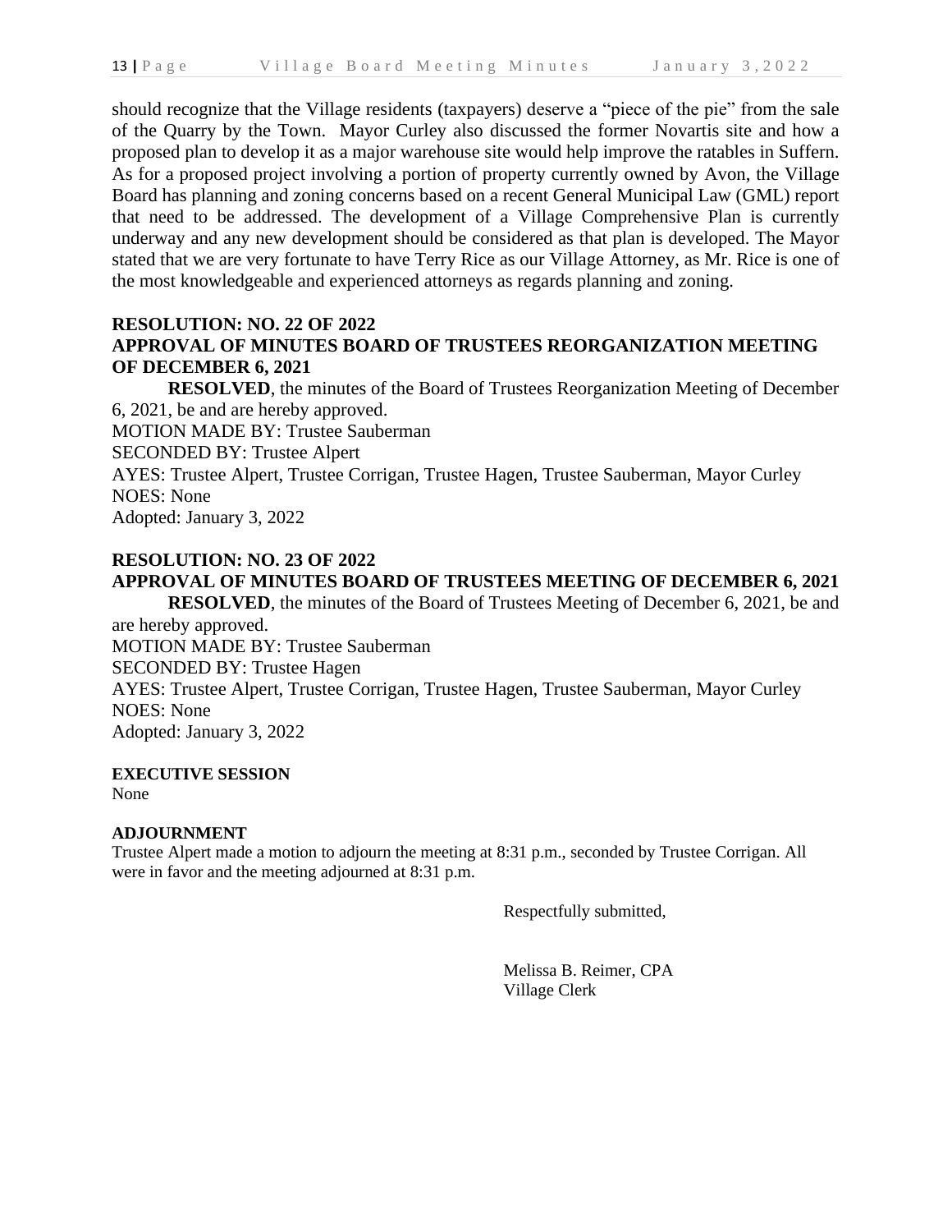should recognize that the Village residents (taxpayers) deserve a "piece of the pie" from the sale of the Quarry by the Town. Mayor Curley also discussed the former Novartis site and how a proposed plan to develop it as a major warehouse site would help improve the ratables in Suffern. As for a proposed project involving a portion of property currently owned by Avon, the Village Board has planning and zoning concerns based on a recent General Municipal Law (GML) report that need to be addressed. The development of a Village Comprehensive Plan is currently underway and any new development should be considered as that plan is developed. The Mayor stated that we are very fortunate to have Terry Rice as our Village Attorney, as Mr. Rice is one of the most knowledgeable and experienced attorneys as regards planning and zoning.

**RESOLUTION: NO. 22 OF 2022**
**APPROVAL OF MINUTES BOARD OF TRUSTEES REORGANIZATION MEETING OF DECEMBER 6, 2021**

**RESOLVED**, the minutes of the Board of Trustees Reorganization Meeting of December 6, 2021, be and are hereby approved.

MOTION MADE BY: Trustee Sauberman
SECONDED BY: Trustee Alpert
AYES: Trustee Alpert, Trustee Corrigan, Trustee Hagen, Trustee Sauberman, Mayor Curley
NOES: None
Adopted: January 3, 2022

**RESOLUTION: NO. 23 OF 2022**
**APPROVAL OF MINUTES BOARD OF TRUSTEES MEETING OF DECEMBER 6, 2021**

**RESOLVED**, the minutes of the Board of Trustees Meeting of December 6, 2021, be and are hereby approved.

MOTION MADE BY: Trustee Sauberman
SECONDED BY: Trustee Hagen
AYES: Trustee Alpert, Trustee Corrigan, Trustee Hagen, Trustee Sauberman, Mayor Curley
NOES: None
Adopted: January 3, 2022

**EXECUTIVE SESSION**

None

**ADJOURNMENT**

Trustee Alpert made a motion to adjourn the meeting at 8:31 p.m., seconded by Trustee Corrigan. All were in favor and the meeting adjourned at 8:31 p.m.

Respectfully submitted,

Melissa B. Reimer, CPA
Village Clerk